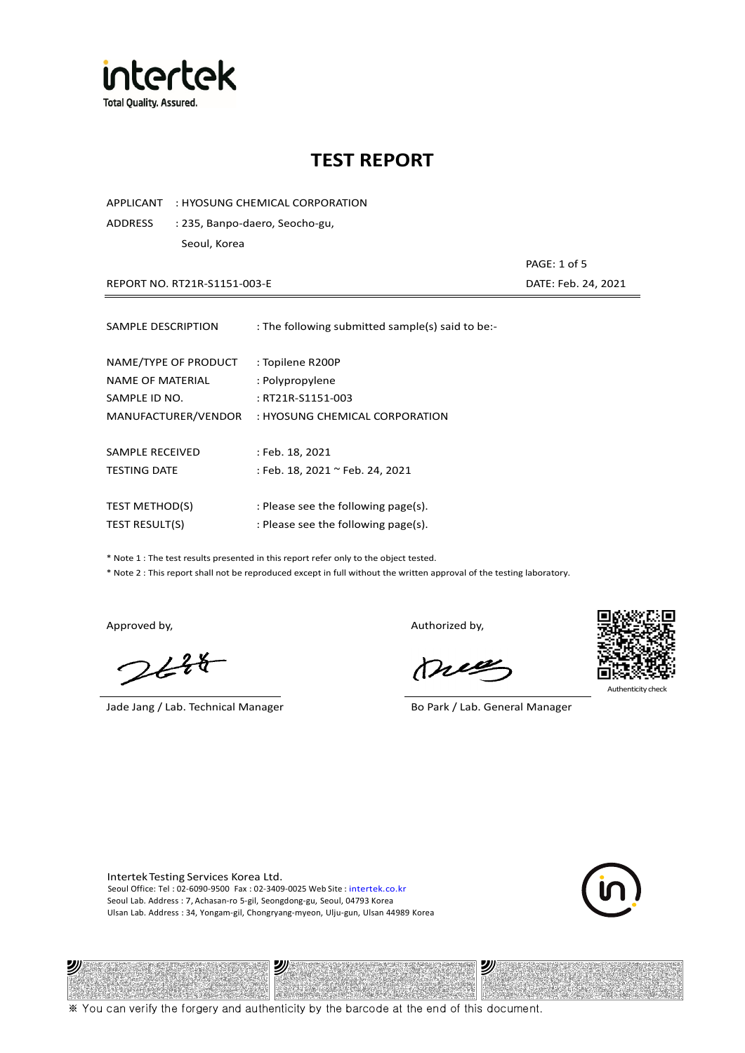intertek
Total Quality. Assured.

# TEST REPORT

APPLICANT : HYOSUNG CHEMICAL CORPORATION

ADDRESS : 235, Banpo-daero, Seocho-gu,
Seoul, Korea

REPORT NO. RT21R-S1151-003-E

DATE: Feb. 24, 2021

---

| | |
|---|---|
| SAMPLE DESCRIPTION | : The following submitted sample(s) said to be:- |
| NAME/TYPE OF PRODUCT | : Topilene R200P |
| NAME OF MATERIAL | : Polypropylene |
| SAMPLE ID NO. | : RT21R-S1151-003 |
| MANUFACTURER/VENDOR | : HYOSUNG CHEMICAL CORPORATION |
| SAMPLE RECEIVED | : Feb. 18, 2021 |
| TESTING DATE | : Feb. 18, 2021 ~ Feb. 24, 2021 |
| TEST METHOD(S) | : Please see the following page(s). |
| TEST RESULT(S) | : Please see the following page(s). |

* Note 1 : The test results presented in this report refer only to the object tested.
* Note 2 : This report shall not be reproduced except in full without the written approval of the testing laboratory.

Approved by,

Jade Jang / Lab. Technical Manager

Authorized by,

Bo Park / Lab. General Manager

Authenticity check

Intertek Testing Services Korea Ltd.
Seoul Office: Tel : 02-6090-9500 Fax : 02-3409-0025 Web Site : intertek.co.kr
Seoul Lab. Address : 7, Achasan-ro 5-gil, Seongdong-gu, Seoul, 04793 Korea
Ulsan Lab. Address : 34, Yongam-gil, Chongryang-myeon, Ulju-gun, Ulsan 44989 Korea

※ You can verify the forgery and authenticity by the barcode at the end of this document.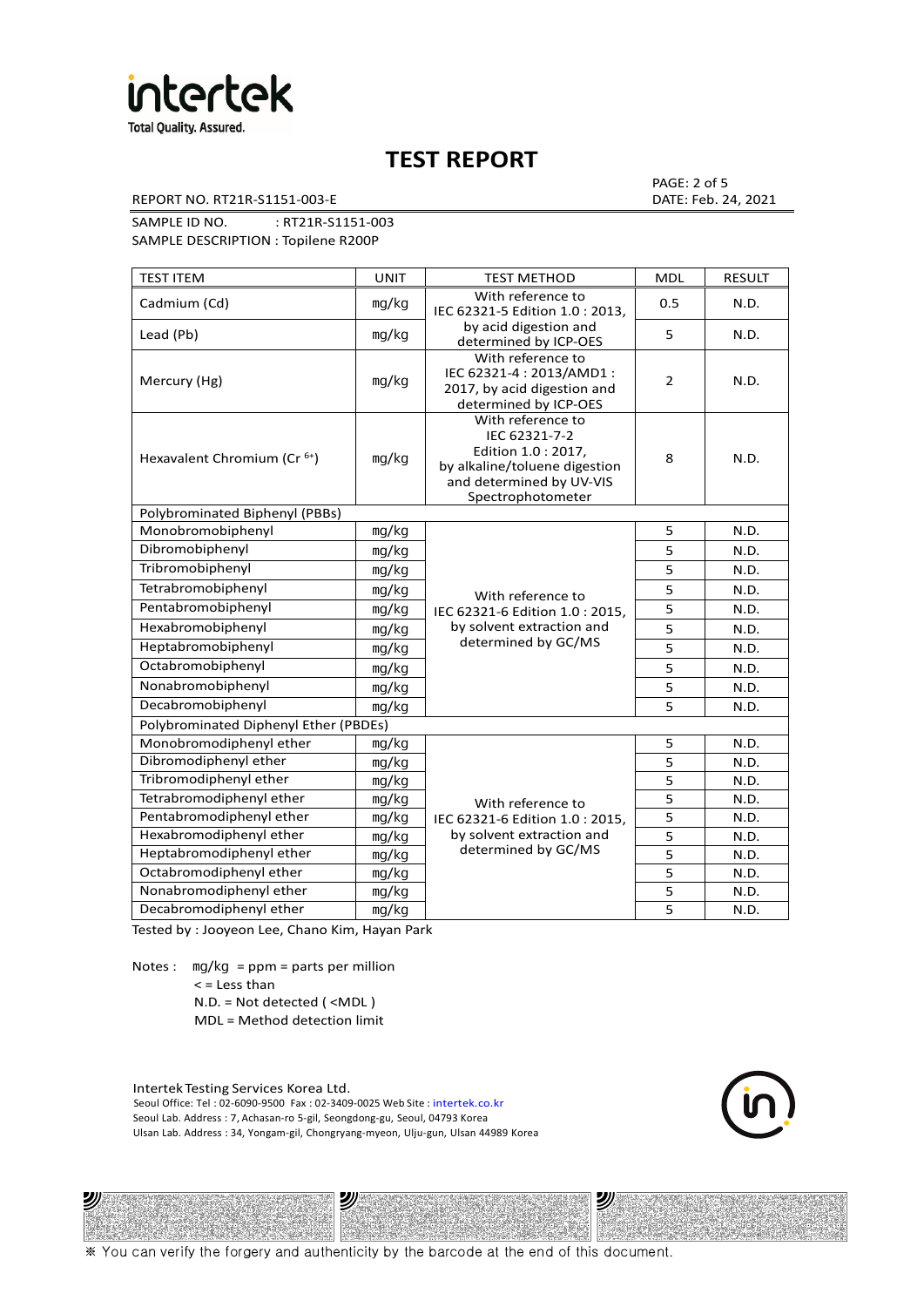# TEST REPORT

REPORT NO. RT21R-S1151-003-E

DATE: Feb. 24, 2021

SAMPLE ID NO. : RT21R-S1151-003

SAMPLE DESCRIPTION : Topilene R200P

| TEST ITEM | UNIT | TEST METHOD | MDL | RESULT |
|---|---|---|---|---|
| Cadmium (Cd) | mg/kg | With reference to IEC 62321-5 Edition 1.0 : 2013, by acid digestion and determined by ICP-OES | 0.5 | N.D. |
| Lead (Pb) | mg/kg | | 5 | N.D. |
| Mercury (Hg) | mg/kg | With reference to IEC 62321-4 : 2013/AMD1 : 2017, by acid digestion and determined by ICP-OES | 2 | N.D. |
| Hexavalent Chromium ($Cr^{6+}$) | mg/kg | With reference to IEC 62321-7-2 Edition 1.0 : 2017, by alkaline/toluene digestion and determined by UV-VIS Spectrophotometer | 8 | N.D. |
| Polybrominated Biphenyl (PBBs) | | | | |
| Monobromobiphenyl | mg/kg | With reference to IEC 62321-6 Edition 1.0 : 2015, by solvent extraction and determined by GC/MS | 5 | N.D. |
| Dibromobiphenyl | mg/kg | | 5 | N.D. |
| Tribromobiphenyl | mg/kg | | 5 | N.D. |
| Tetrabromobiphenyl | mg/kg | | 5 | N.D. |
| Pentabromobiphenyl | mg/kg | | 5 | N.D. |
| Hexabromobiphenyl | mg/kg | | 5 | N.D. |
| Heptabromobiphenyl | mg/kg | | 5 | N.D. |
| Octabromobiphenyl | mg/kg | | 5 | N.D. |
| Nonabromobiphenyl | mg/kg | | 5 | N.D. |
| Decabromobiphenyl | mg/kg | | 5 | N.D. |
| Polybrominated Diphenyl Ether (PBDEs) | | | | |
| Monobromodiphenyl ether | mg/kg | With reference to IEC 62321-6 Edition 1.0 : 2015, by solvent extraction and determined by GC/MS | 5 | N.D. |
| Dibromodiphenyl ether | mg/kg | | 5 | N.D. |
| Tribromodiphenyl ether | mg/kg | | 5 | N.D. |
| Tetrabromodiphenyl ether | mg/kg | | 5 | N.D. |
| Pentabromodiphenyl ether | mg/kg | | 5 | N.D. |
| Hexabromodiphenyl ether | mg/kg | | 5 | N.D. |
| Heptabromodiphenyl ether | mg/kg | | 5 | N.D. |
| Octabromodiphenyl ether | mg/kg | | 5 | N.D. |
| Nonabromodiphenyl ether | mg/kg | | 5 | N.D. |
| Decabromodiphenyl ether | mg/kg | | 5 | N.D. |

Tested by : Jooyeon Lee, Chano Kim, Hayan Park

Notes : mg/kg = ppm = parts per million
< = Less than
N.D. = Not detected ( <MDL )
MDL = Method detection limit

Intertek Testing Services Korea Ltd.
Seoul Office: Tel : 02-6090-9500 Fax : 02-3409-0025 Web Site : intertek.co.kr
Seoul Lab. Address : 7, Achasan-ro 5-gil, Seongdong-gu, Seoul, 04793 Korea
Ulsan Lab. Address : 34, Yongam-gil, Chongryang-myeon, Ulju-gun, Ulsan 44989 Korea

※ You can verify the forgery and authenticity by the barcode at the end of this document.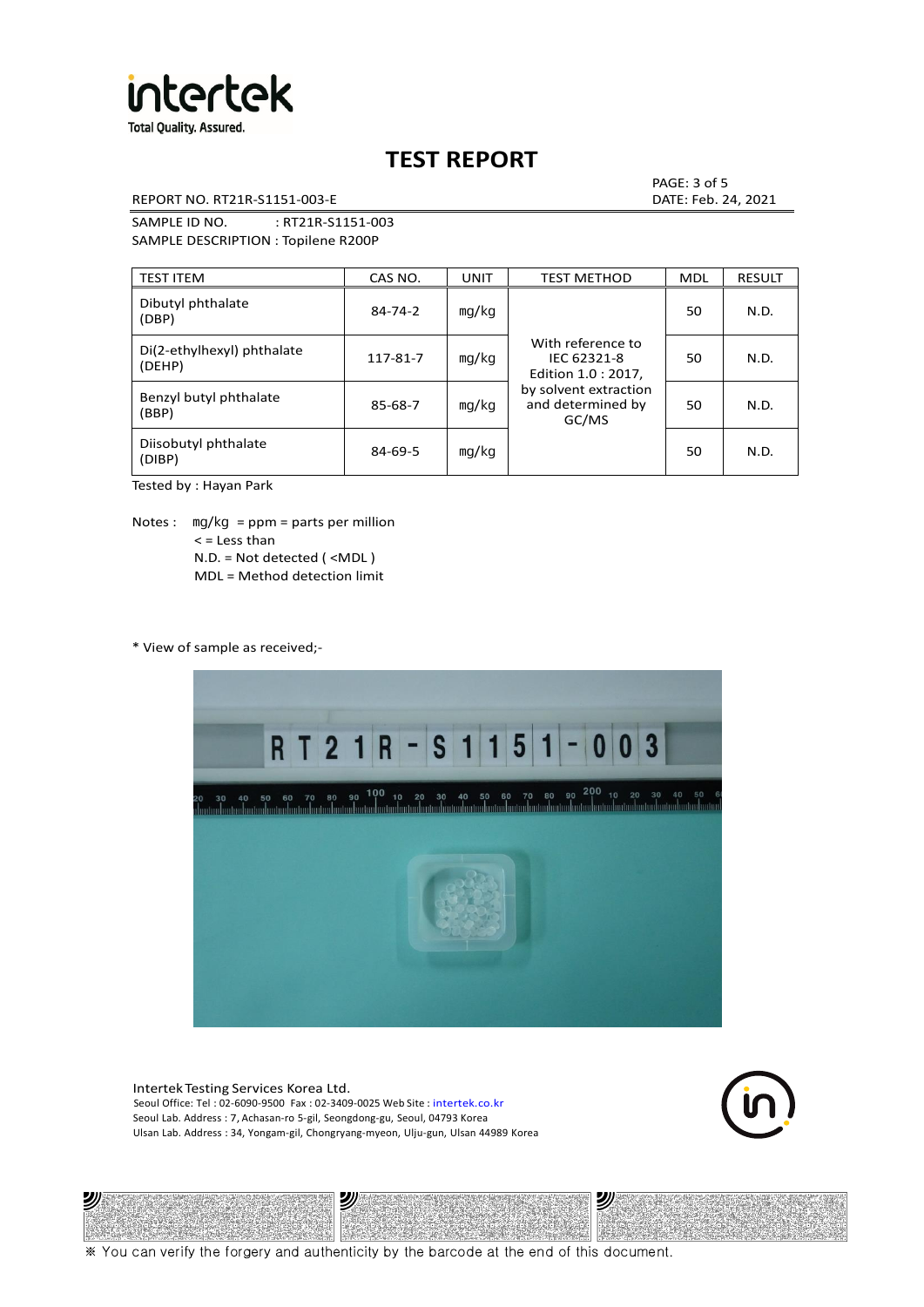# TEST REPORT

REPORT NO. RT21R-S1151-003-E

DATE: Feb. 24, 2021

SAMPLE ID NO. : RT21R-S1151-003

SAMPLE DESCRIPTION : Topilene R200P

| TEST ITEM | CAS NO. | UNIT | TEST METHOD | MDL | RESULT |
|---|---|---|---|---|---|
| Dibutyl phthalate (DBP) | 84-74-2 | mg/kg | With reference to IEC 62321-8 Edition 1.0 : 2017, by solvent extraction and determined by GC/MS | 50 | N.D. |
| Di(2-ethylhexyl) phthalate (DEHP) | 117-81-7 | mg/kg | | 50 | N.D. |
| Benzyl butyl phthalate (BBP) | 85-68-7 | mg/kg | | 50 | N.D. |
| Diisobutyl phthalate (DIBP) | 84-69-5 | mg/kg | | 50 | N.D. |

Tested by : Hayan Park

Notes : mg/kg = ppm = parts per million
< = Less than
N.D. = Not detected ( <MDL )
MDL = Method detection limit

* View of sample as received;-

Intertek Testing Services Korea Ltd.
Seoul Office: Tel : 02-6090-9500 Fax : 02-3409-0025 Web Site : intertek.co.kr
Seoul Lab. Address : 7, Achasan-ro 5-gil, Seongdong-gu, Seoul, 04793 Korea
Ulsan Lab. Address : 34, Yongam-gil, Chongryang-myeon, Ulju-gun, Ulsan 44989 Korea

※ You can verify the forgery and authenticity by the barcode at the end of this document.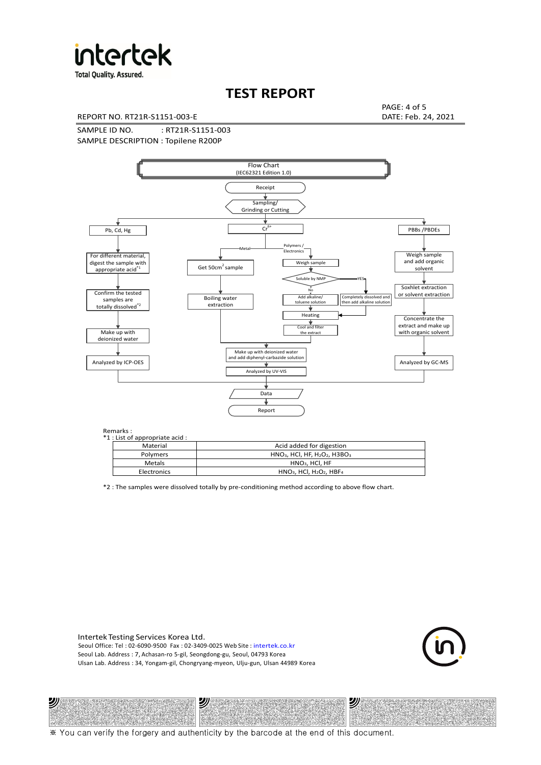# TEST REPORT

REPORT NO. RT21R-S1151-003-E

DATE: Feb. 24, 2021

SAMPLE ID NO. : RT21R-S1151-003

SAMPLE DESCRIPTION : Topilene R200P

**Flow Chart**
(IEC62321 Edition 1.0)

- Receipt
- Sampling/ Grinding or Cutting
- Branches:
  - **Pb, Cd, Hg**
    - For different material, digest the sample with appropriate acid[*1]
    - Confirm the tested samples are totally dissolved[*2]
    - Make up with deionized water
    - Analyzed by ICP-OES
  - **$Cr^{6+}$**
    - Metal:
      - Get 50cm² sample
      - Boiling water extraction
    - Polymers / Electronics:
      - Weigh sample
      - Soluble by NMP
        - No: Add alkaline/ toluene solution
        - YES: Completely dissolved and then add alkaline solution
      - Heating
      - Cool and filter the extract
    - Make up with deionized water and add diphenyl-carbazide solution
    - Analyzed by UV-VIS
  - **PBBs /PBDEs**
    - Weigh sample and add organic solvent
    - Soxhlet extraction or solvent extraction
    - Concentrate the extract and make up with organic solvent
    - Analyzed by GC-MS
- Data
- Report

Remarks :

*1 : List of appropriate acid :

| Material | Acid added for digestion |
| --- | --- |
| Polymers | $HNO_3$, HCl, HF, $H_2O_2$, $H_3BO_3$ |
| Metals | $HNO_3$, HCl, HF |
| Electronics | $HNO_3$, HCl, $H_2O_2$, $HBF_4$ |

*2 : The samples were dissolved totally by pre-conditioning method according to above flow chart.

Intertek Testing Services Korea Ltd.
Seoul Office: Tel : 02-6090-9500 Fax : 02-3409-0025 Web Site : intertek.co.kr
Seoul Lab. Address : 7, Achasan-ro 5-gil, Seongdong-gu, Seoul, 04793 Korea
Ulsan Lab. Address : 34, Yongam-gil, Chongryang-myeon, Ulju-gun, Ulsan 44989 Korea

※ You can verify the forgery and authenticity by the barcode at the end of this document.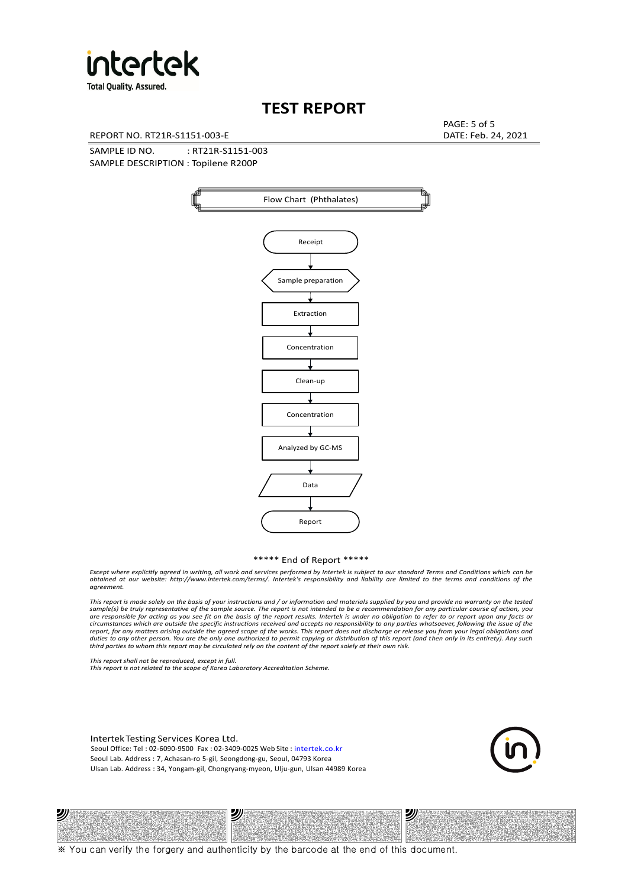# TEST REPORT

REPORT NO. RT21R-S1151-003-E

DATE: Feb. 24, 2021

SAMPLE ID NO. : RT21R-S1151-003

SAMPLE DESCRIPTION : Topilene R200P

Flow Chart (Phthalates)

Receipt

Sample preparation

Extraction

Concentration

Clean-up

Concentration

Analyzed by GC-MS

Data

Report

***** End of Report *****

*Except where explicitly agreed in writing, all work and services performed by Intertek is subject to our standard Terms and Conditions which can be obtained at our website: http://www.intertek.com/terms/. Intertek's responsibility and liability are limited to the terms and conditions of the agreement.*

*This report is made solely on the basis of your instructions and / or information and materials supplied by you and provide no warranty on the tested sample(s) be truly representative of the sample source. The report is not intended to be a recommendation for any particular course of action, you are responsible for acting as you see fit on the basis of the report results. Intertek is under no obligation to refer to or report upon any facts or circumstances which are outside the specific instructions received and accepts no responsibility to any parties whatsoever, following the issue of the report, for any matters arising outside the agreed scope of the works. This report does not discharge or release you from your legal obligations and duties to any other person. You are the only one authorized to permit copying or distribution of this report (and then only in its entirety). Any such third parties to whom this report may be circulated rely on the content of the report solely at their own risk.*

*This report shall not be reproduced, except in full.*
*This report is not related to the scope of Korea Laboratory Accreditation Scheme.*

Intertek Testing Services Korea Ltd.
Seoul Office: Tel : 02-6090-9500 Fax : 02-3409-0025 Web Site : intertek.co.kr
Seoul Lab. Address : 7, Achasan-ro 5-gil, Seongdong-gu, Seoul, 04793 Korea
Ulsan Lab. Address : 34, Yongam-gil, Chongryang-myeon, Ulju-gun, Ulsan 44989 Korea

※ You can verify the forgery and authenticity by the barcode at the end of this document.